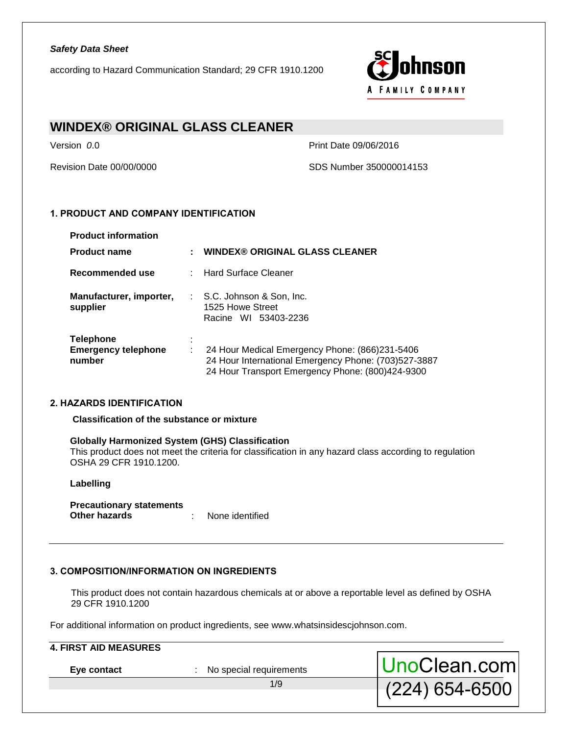*Safety Data Sheet*

according to Hazard Communication Standard; 29 CFR 1910.1200

# WINDEX® ORIGINAL GLASS CLEANER

Version *0.0*

Print Date 09/06/2016

Revision Date 00/00/0000

SDS Number 350000014153

## 1. PRODUCT AND COMPANY IDENTIFICATION

**Product information**

| | | |
|---|---|---|
| **Product name** | : | **WINDEX® ORIGINAL GLASS CLEANER** |
| **Recommended use** | : | Hard Surface Cleaner |
| **Manufacturer, importer, supplier** | : | S.C. Johnson & Son, Inc.<br>1525 Howe Street<br>Racine WI 53403-2236 |
| **Telephone** | : | |
| **Emergency telephone number** | : | 24 Hour Medical Emergency Phone: (866)231-5406<br>24 Hour International Emergency Phone: (703)527-3887<br>24 Hour Transport Emergency Phone: (800)424-9300 |

## 2. HAZARDS IDENTIFICATION

**Classification of the substance or mixture**

**Globally Harmonized System (GHS) Classification**

This product does not meet the criteria for classification in any hazard class according to regulation OSHA 29 CFR 1910.1200.

**Labelling**

**Precautionary statements**

**Other hazards** : None identified

## 3. COMPOSITION/INFORMATION ON INGREDIENTS

This product does not contain hazardous chemicals at or above a reportable level as defined by OSHA 29 CFR 1910.1200

For additional information on product ingredients, see www.whatsinsidescjohnson.com.

## 4. FIRST AID MEASURES

**Eye contact** : No special requirements

UnoClean.com
(224) 654-6500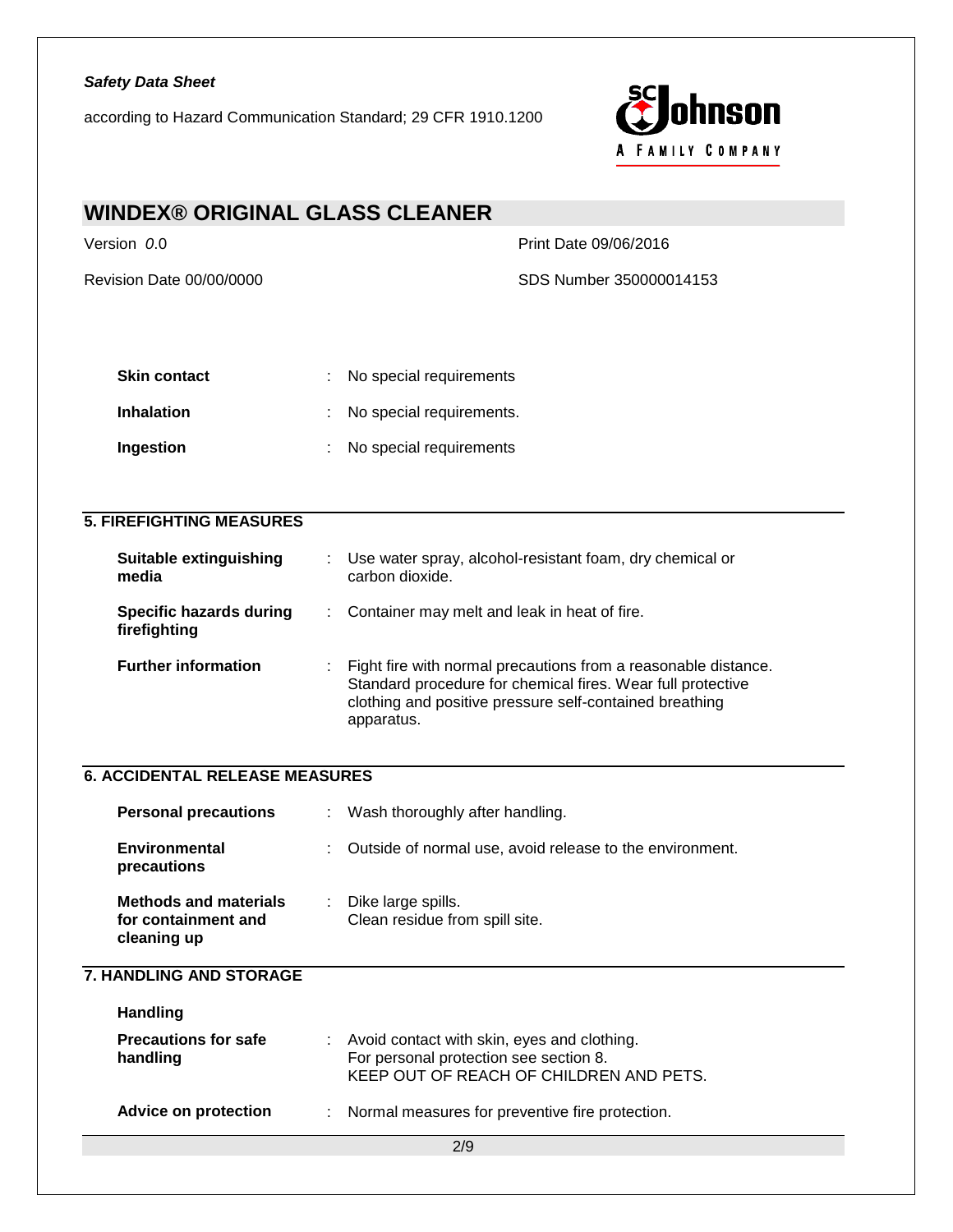| | | |
|---|---|---|
| **Skin contact** | : | No special requirements |
| **Inhalation** | : | No special requirements. |
| **Ingestion** | : | No special requirements |

## 5. FIREFIGHTING MEASURES

| | | |
|---|---|---|
| **Suitable extinguishing media** | : | Use water spray, alcohol-resistant foam, dry chemical or carbon dioxide. |
| **Specific hazards during firefighting** | : | Container may melt and leak in heat of fire. |
| **Further information** | : | Fight fire with normal precautions from a reasonable distance. Standard procedure for chemical fires. Wear full protective clothing and positive pressure self-contained breathing apparatus. |

## 6. ACCIDENTAL RELEASE MEASURES

| | | |
|---|---|---|
| **Personal precautions** | : | Wash thoroughly after handling. |
| **Environmental precautions** | : | Outside of normal use, avoid release to the environment. |
| **Methods and materials for containment and cleaning up** | : | Dike large spills.<br>Clean residue from spill site. |

## 7. HANDLING AND STORAGE

**Handling**

| | | |
|---|---|---|
| **Precautions for safe handling** | : | Avoid contact with skin, eyes and clothing.<br>For personal protection see section 8.<br>KEEP OUT OF REACH OF CHILDREN AND PETS. |
| **Advice on protection** | : | Normal measures for preventive fire protection. |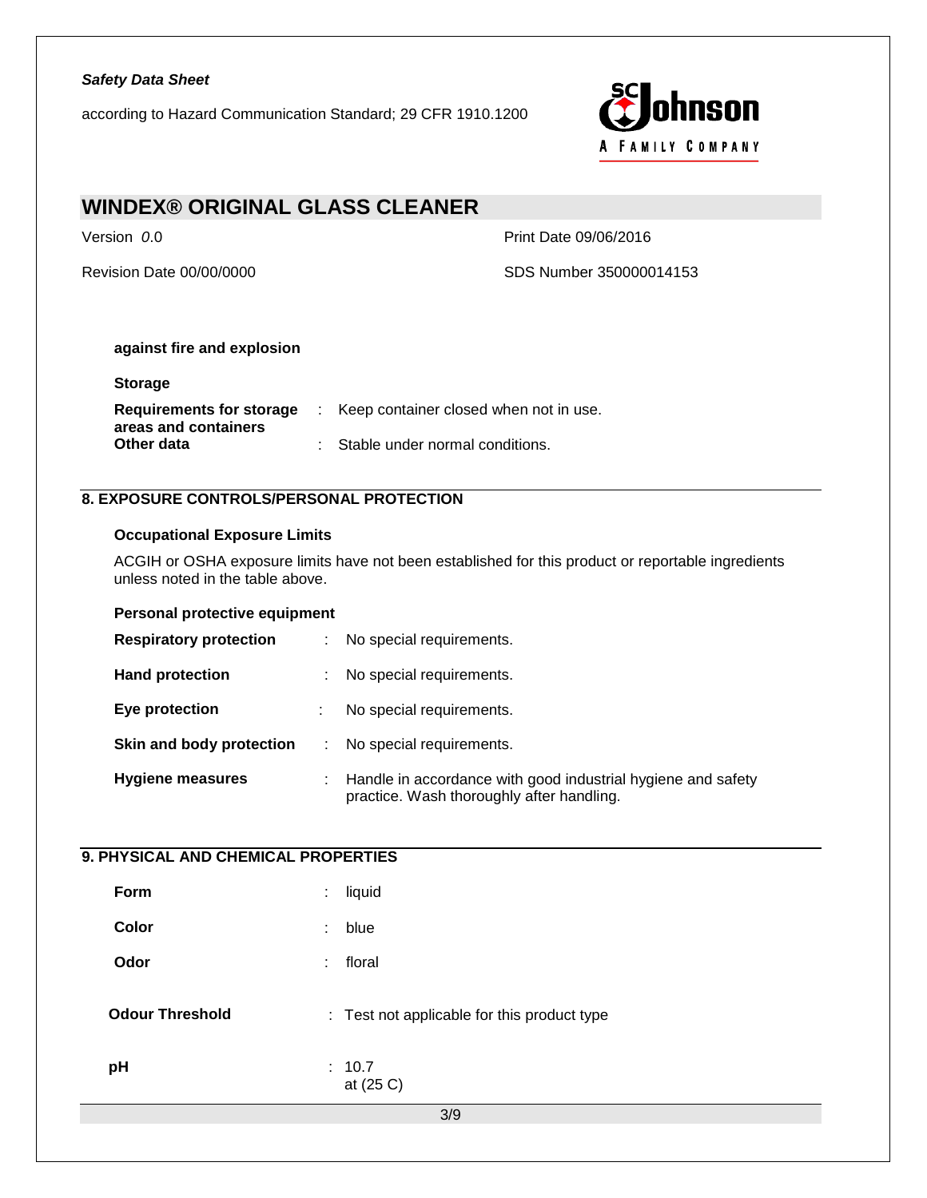**against fire and explosion**

**Storage**

| | | |
|---|---|---|
| **Requirements for storage areas and containers** | : | Keep container closed when not in use. |
| **Other data** | : | Stable under normal conditions. |

## 8. EXPOSURE CONTROLS/PERSONAL PROTECTION

**Occupational Exposure Limits**

ACGIH or OSHA exposure limits have not been established for this product or reportable ingredients unless noted in the table above.

**Personal protective equipment**

| | | |
|---|---|---|
| **Respiratory protection** | : | No special requirements. |
| **Hand protection** | : | No special requirements. |
| **Eye protection** | : | No special requirements. |
| **Skin and body protection** | : | No special requirements. |
| **Hygiene measures** | : | Handle in accordance with good industrial hygiene and safety practice. Wash thoroughly after handling. |

## 9. PHYSICAL AND CHEMICAL PROPERTIES

| | | |
|---|---|---|
| **Form** | : | liquid |
| **Color** | : | blue |
| **Odor** | : | floral |
| **Odour Threshold** | : | Test not applicable for this product type |
| **pH** | : | 10.7 at (25 C) |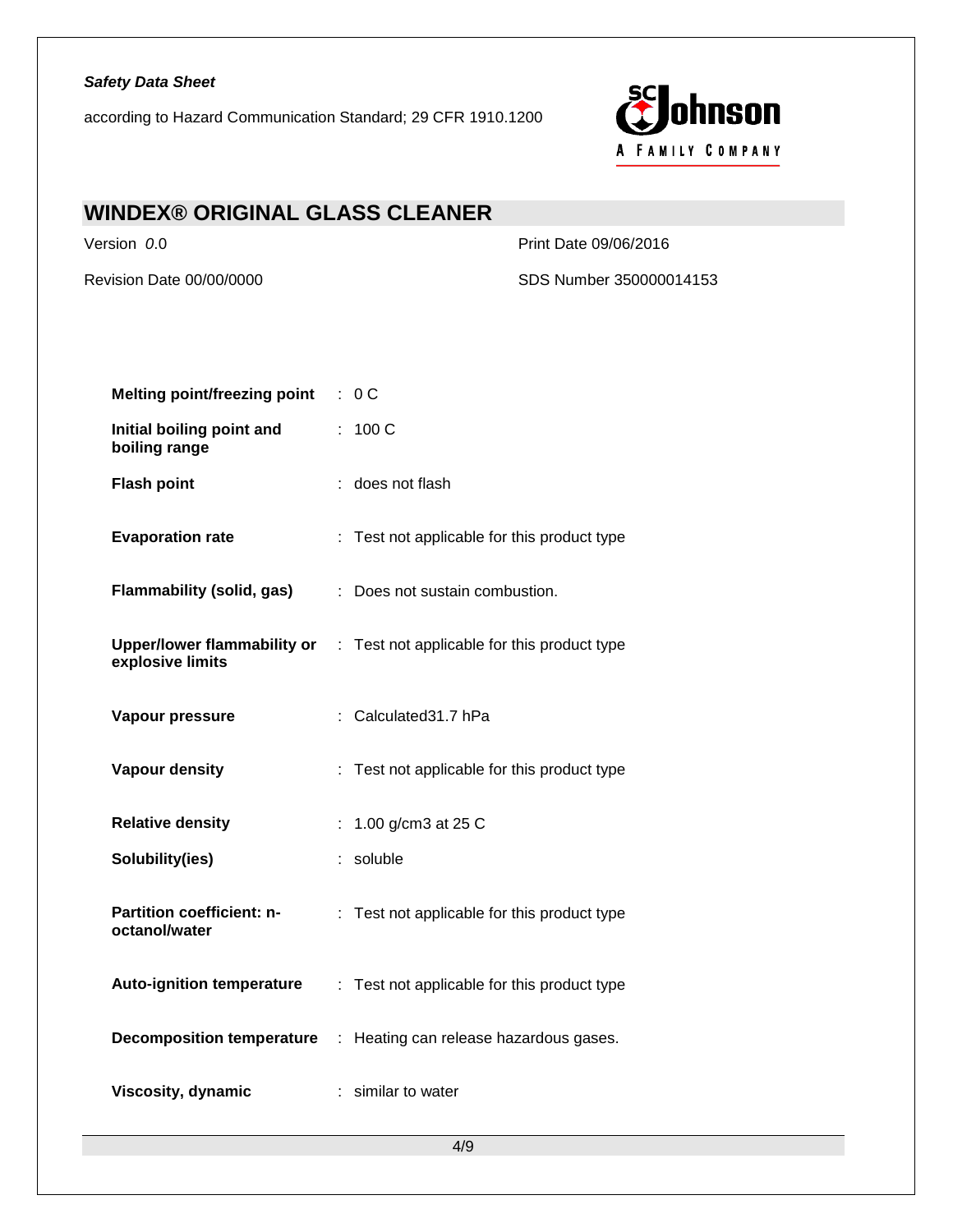| Property | | Value |
|---|---|---|
| **Melting point/freezing point** | : | 0 C |
| **Initial boiling point and boiling range** | : | 100 C |
| **Flash point** | : | does not flash |
| **Evaporation rate** | : | Test not applicable for this product type |
| **Flammability (solid, gas)** | : | Does not sustain combustion. |
| **Upper/lower flammability or explosive limits** | : | Test not applicable for this product type |
| **Vapour pressure** | : | Calculated31.7 hPa |
| **Vapour density** | : | Test not applicable for this product type |
| **Relative density** | : | 1.00 g/cm3 at 25 C |
| **Solubility(ies)** | : | soluble |
| **Partition coefficient: n-octanol/water** | : | Test not applicable for this product type |
| **Auto-ignition temperature** | : | Test not applicable for this product type |
| **Decomposition temperature** | : | Heating can release hazardous gases. |
| **Viscosity, dynamic** | : | similar to water |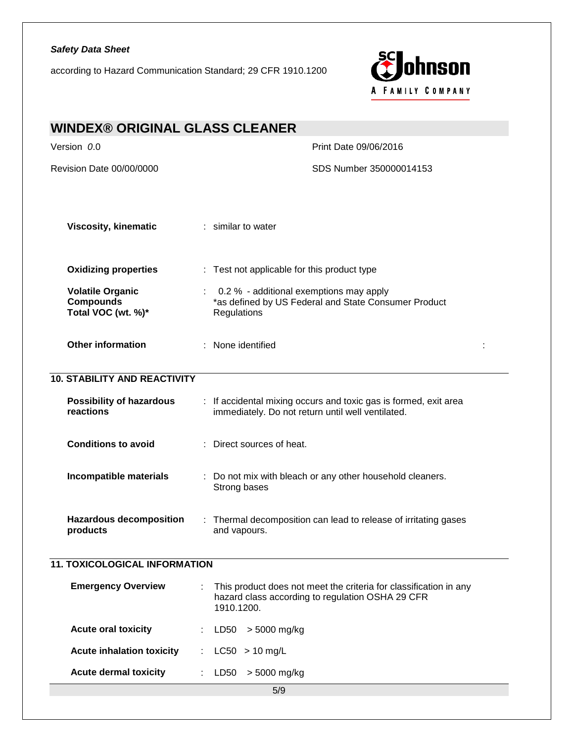| | | |
|---|---|---|
| **Viscosity, kinematic** | : | similar to water |
| **Oxidizing properties** | : | Test not applicable for this product type |
| **Volatile Organic Compounds Total VOC (wt. %)*** | : | 0.2 % - additional exemptions may apply *as defined by US Federal and State Consumer Product Regulations |
| **Other information** | : | None identified |

## 10. STABILITY AND REACTIVITY

| | | |
|---|---|---|
| **Possibility of hazardous reactions** | : | If accidental mixing occurs and toxic gas is formed, exit area immediately. Do not return until well ventilated. |
| **Conditions to avoid** | : | Direct sources of heat. |
| **Incompatible materials** | : | Do not mix with bleach or any other household cleaners. Strong bases |
| **Hazardous decomposition products** | : | Thermal decomposition can lead to release of irritating gases and vapours. |

## 11. TOXICOLOGICAL INFORMATION

| | | |
|---|---|---|
| **Emergency Overview** | : | This product does not meet the criteria for classification in any hazard class according to regulation OSHA 29 CFR 1910.1200. |
| **Acute oral toxicity** | : | LD50 > 5000 mg/kg |
| **Acute inhalation toxicity** | : | LC50 > 10 mg/L |
| **Acute dermal toxicity** | : | LD50 > 5000 mg/kg |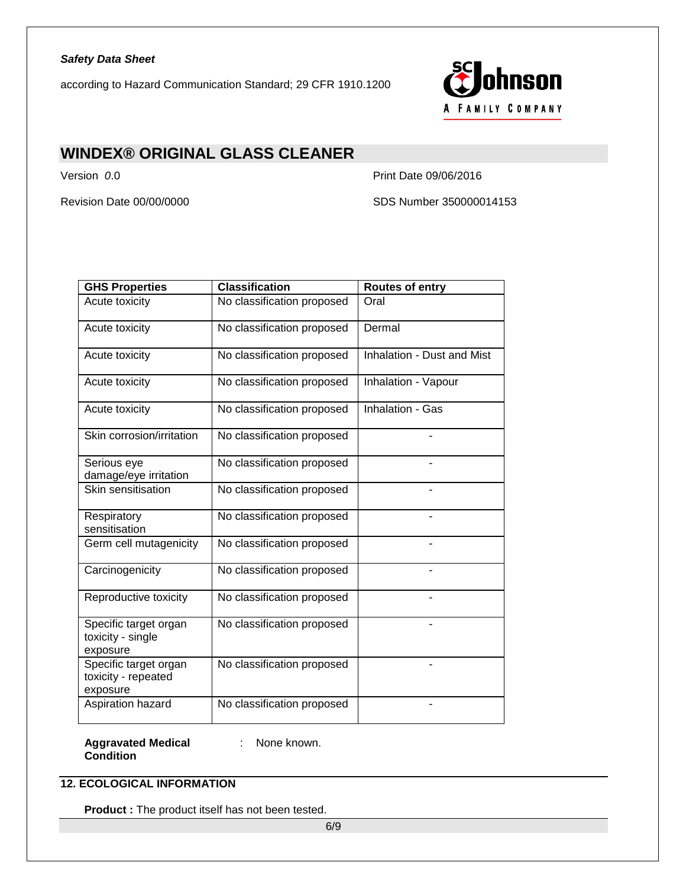| GHS Properties | Classification | Routes of entry |
|---|---|---|
| Acute toxicity | No classification proposed | Oral |
| Acute toxicity | No classification proposed | Dermal |
| Acute toxicity | No classification proposed | Inhalation - Dust and Mist |
| Acute toxicity | No classification proposed | Inhalation - Vapour |
| Acute toxicity | No classification proposed | Inhalation - Gas |
| Skin corrosion/irritation | No classification proposed | - |
| Serious eye damage/eye irritation | No classification proposed | - |
| Skin sensitisation | No classification proposed | - |
| Respiratory sensitisation | No classification proposed | - |
| Germ cell mutagenicity | No classification proposed | - |
| Carcinogenicity | No classification proposed | - |
| Reproductive toxicity | No classification proposed | - |
| Specific target organ toxicity - single exposure | No classification proposed | - |
| Specific target organ toxicity - repeated exposure | No classification proposed | - |
| Aspiration hazard | No classification proposed | - |

**Aggravated Medical Condition** : None known.

## 12. ECOLOGICAL INFORMATION

**Product :** The product itself has not been tested.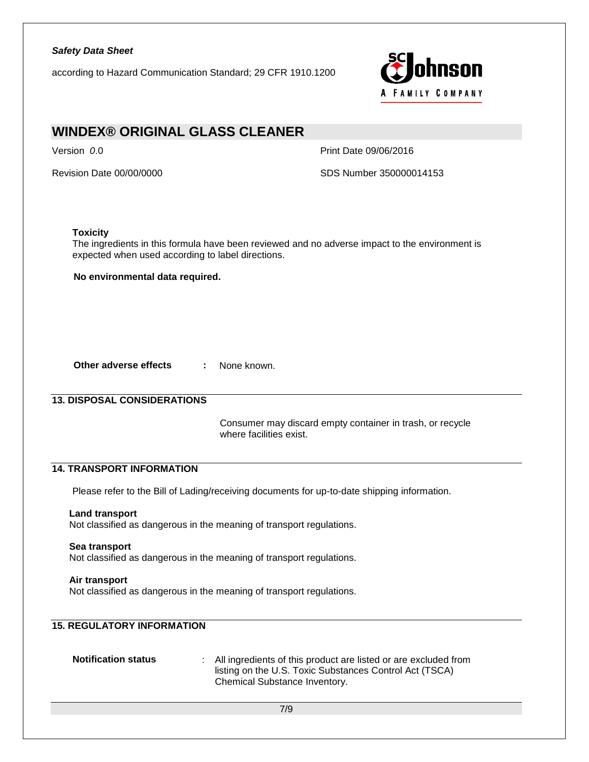**Toxicity**

The ingredients in this formula have been reviewed and no adverse impact to the environment is expected when used according to label directions.

**No environmental data required.**

**Other adverse effects** : None known.

## 13. DISPOSAL CONSIDERATIONS

Consumer may discard empty container in trash, or recycle where facilities exist.

## 14. TRANSPORT INFORMATION

Please refer to the Bill of Lading/receiving documents for up-to-date shipping information.

**Land transport**

Not classified as dangerous in the meaning of transport regulations.

**Sea transport**

Not classified as dangerous in the meaning of transport regulations.

**Air transport**

Not classified as dangerous in the meaning of transport regulations.

## 15. REGULATORY INFORMATION

**Notification status** : All ingredients of this product are listed or are excluded from listing on the U.S. Toxic Substances Control Act (TSCA) Chemical Substance Inventory.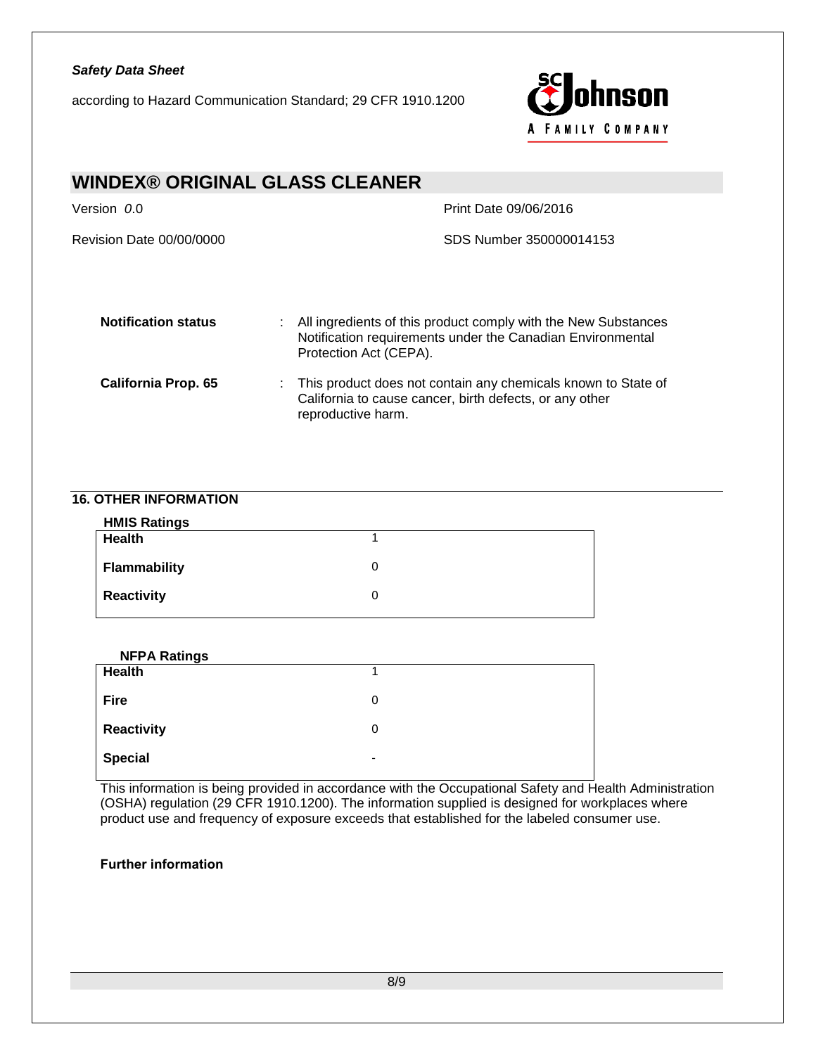| | | |
|---|---|---|
| **Notification status** | : | All ingredients of this product comply with the New Substances Notification requirements under the Canadian Environmental Protection Act (CEPA). |
| **California Prop. 65** | : | This product does not contain any chemicals known to State of California to cause cancer, birth defects, or any other reproductive harm. |

## 16. OTHER INFORMATION

**HMIS Ratings**

| | |
|---|---|
| **Health** | 1 |
| **Flammability** | 0 |
| **Reactivity** | 0 |

**NFPA Ratings**

| | |
|---|---|
| **Health** | 1 |
| **Fire** | 0 |
| **Reactivity** | 0 |
| **Special** | - |

This information is being provided in accordance with the Occupational Safety and Health Administration (OSHA) regulation (29 CFR 1910.1200). The information supplied is designed for workplaces where product use and frequency of exposure exceeds that established for the labeled consumer use.

**Further information**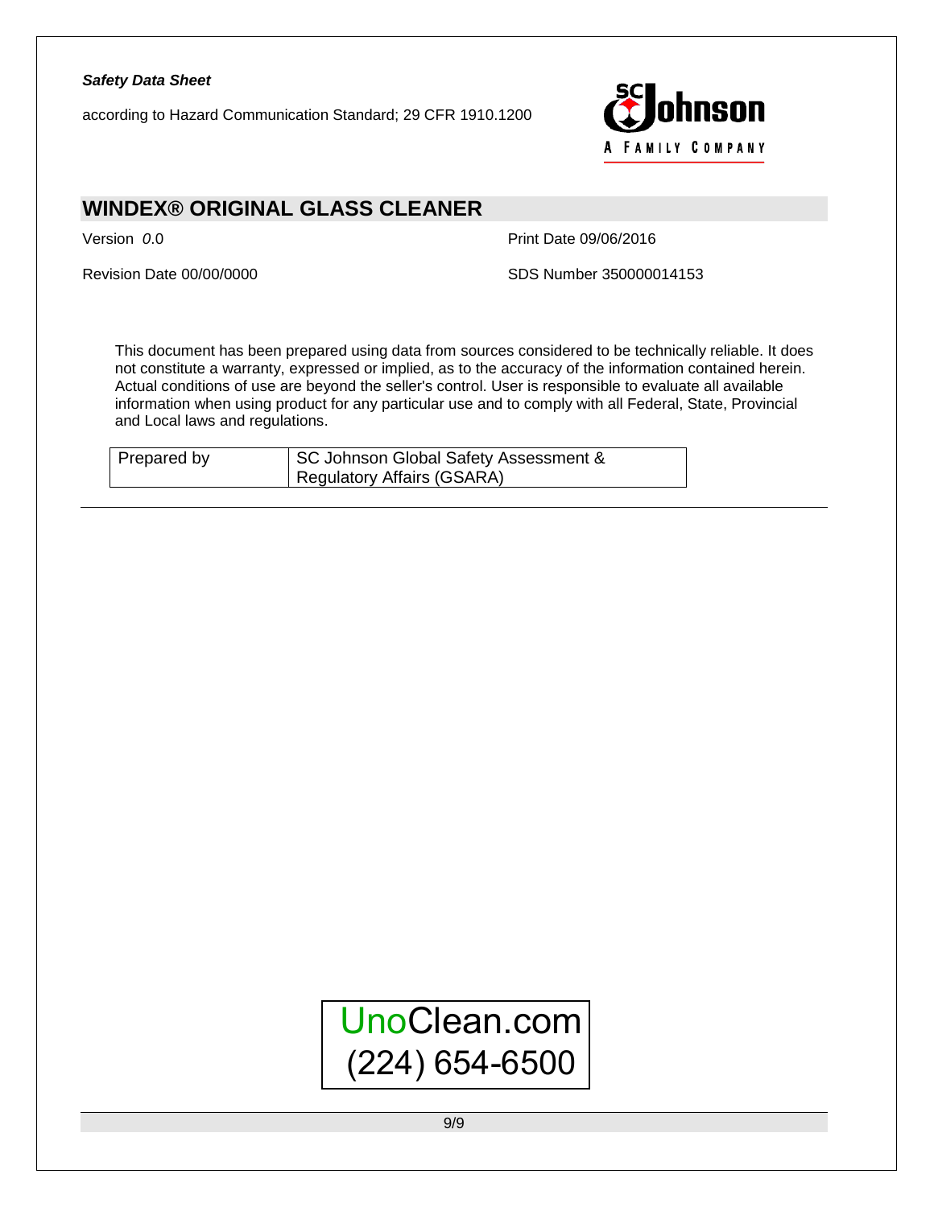**Safety Data Sheet**

according to Hazard Communication Standard; 29 CFR 1910.1200

## WINDEX® ORIGINAL GLASS CLEANER

Version *0*.0

Print Date 09/06/2016

Revision Date 00/00/0000

SDS Number 350000014153

This document has been prepared using data from sources considered to be technically reliable. It does not constitute a warranty, expressed or implied, as to the accuracy of the information contained herein. Actual conditions of use are beyond the seller's control. User is responsible to evaluate all available information when using product for any particular use and to comply with all Federal, State, Provincial and Local laws and regulations.

| | |
|---|---|
| Prepared by | SC Johnson Global Safety Assessment & Regulatory Affairs (GSARA) |

UnoClean.com
(224) 654-6500